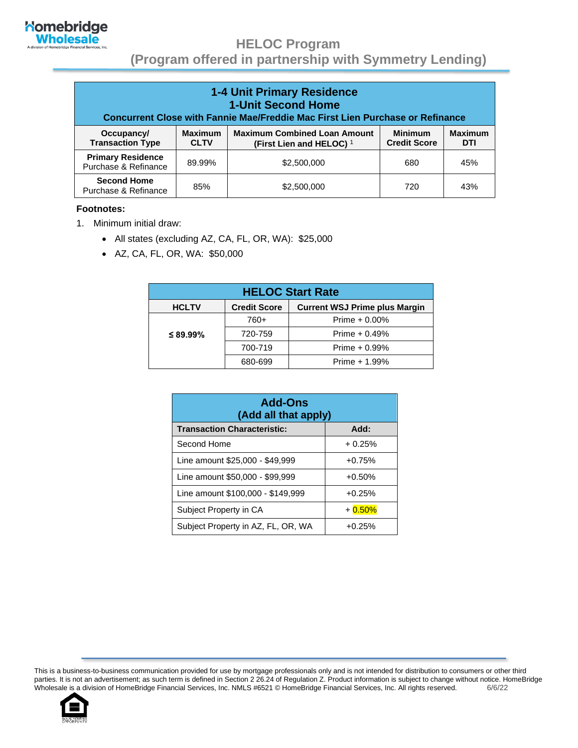# HELOC Program

## (Program offered in partnership with Symmetry Lending)

| 1-4 Unit Primary Residence<br>1-Unit Second Home<br>Concurrent Close with Fannie Mae/Freddie Mac First Lien Purchase or Refinance | | | | |
|---|---|---|---|---|
| **Occupancy/ Transaction Type** | **Maximum CLTV** | **Maximum Combined Loan Amount (First Lien and HELOC)** [1] | **Minimum Credit Score** | **Maximum DTI** |
| **Primary Residence** Purchase & Refinance | 89.99% | $2,500,000 | 680 | 45% |
| **Second Home** Purchase & Refinance | 85% | $2,500,000 | 720 | 43% |

**Footnotes:**

1. Minimum initial draw:
   - All states (excluding AZ, CA, FL, OR, WA): $25,000
   - AZ, CA, FL, OR, WA: $50,000

| HELOC Start Rate | | |
|---|---|---|
| **HCLTV** | **Credit Score** | **Current WSJ Prime plus Margin** |
| **≤ 89.99%** | 760+ | Prime + 0.00% |
| | 720-759 | Prime + 0.49% |
| | 700-719 | Prime + 0.99% |
| | 680-699 | Prime + 1.99% |

| Add-Ons (Add all that apply) | |
|---|---|
| **Transaction Characteristic:** | **Add:** |
| Second Home | + 0.25% |
| Line amount $25,000 - $49,999 | +0.75% |
| Line amount $50,000 - $99,999 | +0.50% |
| Line amount $100,000 - $149,999 | +0.25% |
| Subject Property in CA | + 0.50% |
| Subject Property in AZ, FL, OR, WA | +0.25% |

This is a business-to-business communication provided for use by mortgage professionals only and is not intended for distribution to consumers or other third parties. It is not an advertisement; as such term is defined in Section 2 26.24 of Regulation Z. Product information is subject to change without notice. HomeBridge Wholesale is a division of HomeBridge Financial Services, Inc. NMLS #6521 © HomeBridge Financial Services, Inc. All rights reserved. 6/6/22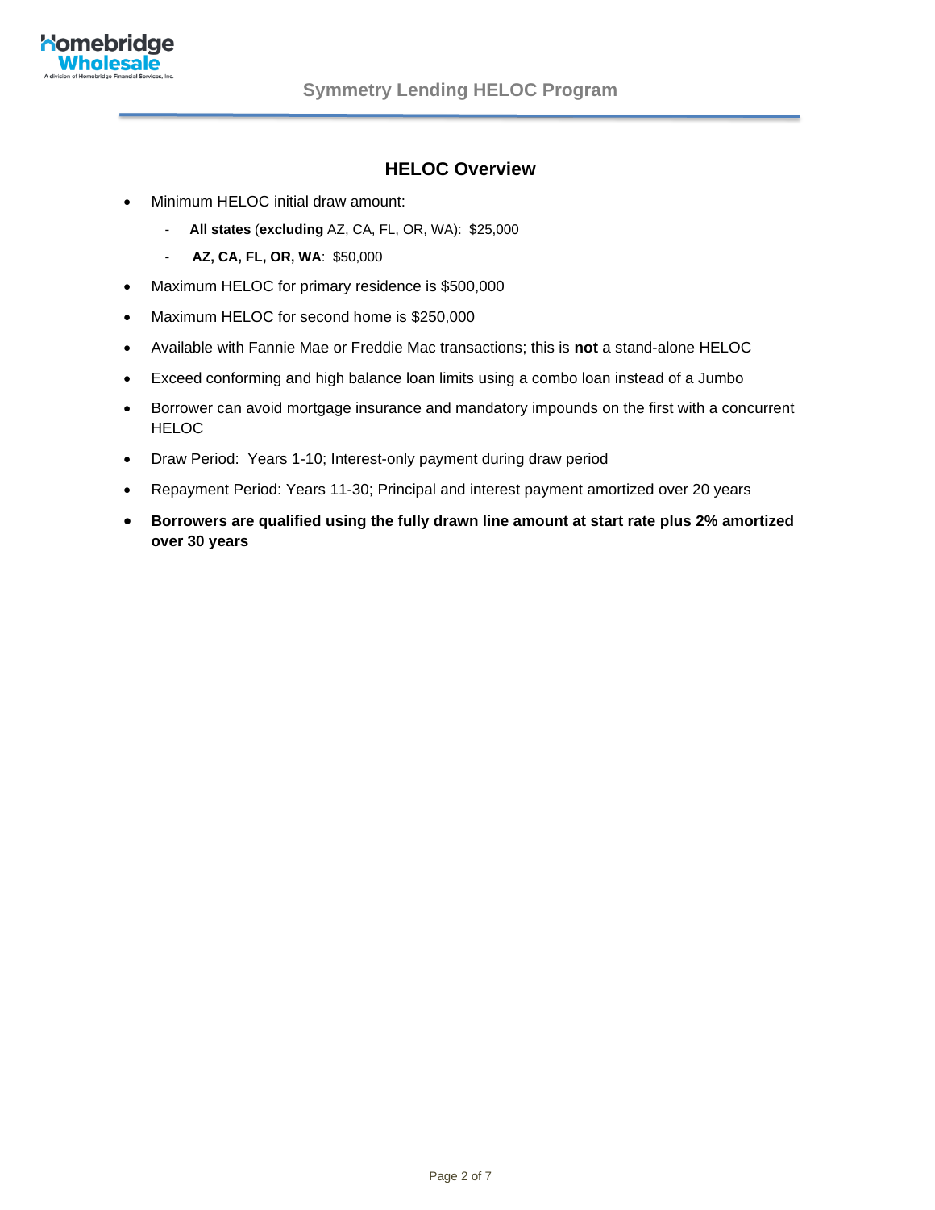## HELOC Overview

- Minimum HELOC initial draw amount:
  - **All states** (**excluding** AZ, CA, FL, OR, WA): $25,000
  - **AZ, CA, FL, OR, WA**: $50,000
- Maximum HELOC for primary residence is $500,000
- Maximum HELOC for second home is $250,000
- Available with Fannie Mae or Freddie Mac transactions; this is **not** a stand-alone HELOC
- Exceed conforming and high balance loan limits using a combo loan instead of a Jumbo
- Borrower can avoid mortgage insurance and mandatory impounds on the first with a concurrent HELOC
- Draw Period: Years 1-10; Interest-only payment during draw period
- Repayment Period: Years 11-30; Principal and interest payment amortized over 20 years
- **Borrowers are qualified using the fully drawn line amount at start rate plus 2% amortized over 30 years**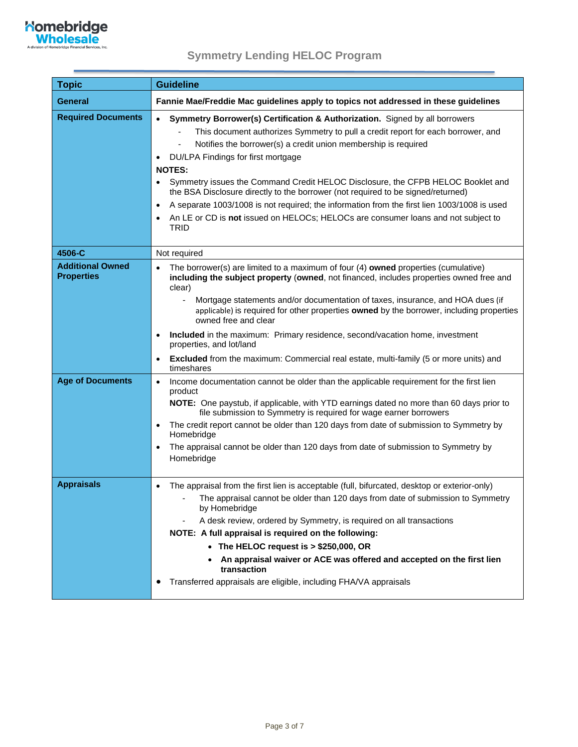# Symmetry Lending HELOC Program

| Topic | Guideline |
|---|---|
| **General** | **Fannie Mae/Freddie Mac guidelines apply to topics not addressed in these guidelines** |
| **Required Documents** | • **Symmetry Borrower(s) Certification & Authorization.** Signed by all borrowers<br>  - This document authorizes Symmetry to pull a credit report for each borrower, and<br>  - Notifies the borrower(s) a credit union membership is required<br>• DU/LPA Findings for first mortgage<br>**NOTES:**<br>• Symmetry issues the Command Credit HELOC Disclosure, the CFPB HELOC Booklet and the BSA Disclosure directly to the borrower (not required to be signed/returned)<br>• A separate 1003/1008 is not required; the information from the first lien 1003/1008 is used<br>• An LE or CD is **not** issued on HELOCs; HELOCs are consumer loans and not subject to TRID |
| **4506-C** | Not required |
| **Additional Owned Properties** | • The borrower(s) are limited to a maximum of four (4) **owned** properties (cumulative) **including the subject property** (**owned**, not financed, includes properties owned free and clear)<br>  - Mortgage statements and/or documentation of taxes, insurance, and HOA dues (if applicable) is required for other properties **owned** by the borrower, including properties owned free and clear<br>• **Included** in the maximum: Primary residence, second/vacation home, investment properties, and lot/land<br>• **Excluded** from the maximum: Commercial real estate, multi-family (5 or more units) and timeshares |
| **Age of Documents** | • Income documentation cannot be older than the applicable requirement for the first lien product<br>**NOTE:** One paystub, if applicable, with YTD earnings dated no more than 60 days prior to file submission to Symmetry is required for wage earner borrowers<br>• The credit report cannot be older than 120 days from date of submission to Symmetry by Homebridge<br>• The appraisal cannot be older than 120 days from date of submission to Symmetry by Homebridge |
| **Appraisals** | • The appraisal from the first lien is acceptable (full, bifurcated, desktop or exterior-only)<br>  - The appraisal cannot be older than 120 days from date of submission to Symmetry by Homebridge<br>  - A desk review, ordered by Symmetry, is required on all transactions<br>**NOTE: A full appraisal is required on the following:**<br>  • **The HELOC request is > $250,000, OR**<br>  • **An appraisal waiver or ACE was offered and accepted on the first lien transaction**<br>• Transferred appraisals are eligible, including FHA/VA appraisals |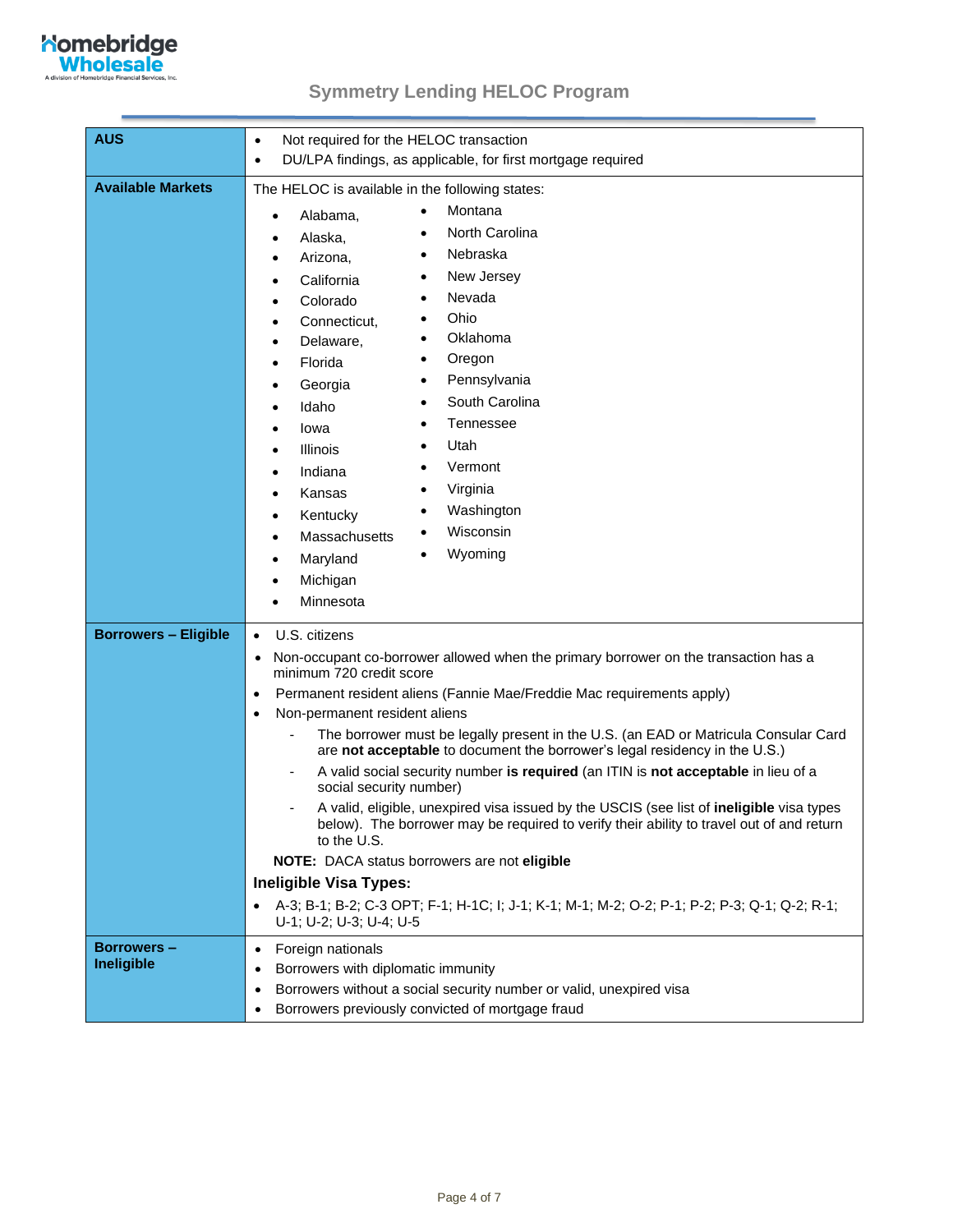## Symmetry Lending HELOC Program

| | |
|---|---|
| **AUS** | • Not required for the HELOC transaction<br>• DU/LPA findings, as applicable, for first mortgage required |
| **Available Markets** | The HELOC is available in the following states:<br>• Alabama,<br>• Alaska,<br>• Arizona,<br>• California<br>• Colorado<br>• Connecticut,<br>• Delaware,<br>• Florida<br>• Georgia<br>• Idaho<br>• Iowa<br>• Illinois<br>• Indiana<br>• Kansas<br>• Kentucky<br>• Massachusetts<br>• Maryland<br>• Michigan<br>• Minnesota<br>• Montana<br>• North Carolina<br>• Nebraska<br>• New Jersey<br>• Nevada<br>• Ohio<br>• Oklahoma<br>• Oregon<br>• Pennsylvania<br>• South Carolina<br>• Tennessee<br>• Utah<br>• Vermont<br>• Virginia<br>• Washington<br>• Wisconsin<br>• Wyoming |
| **Borrowers – Eligible** | • U.S. citizens<br>• Non-occupant co-borrower allowed when the primary borrower on the transaction has a minimum 720 credit score<br>• Permanent resident aliens (Fannie Mae/Freddie Mac requirements apply)<br>• Non-permanent resident aliens<br>  - The borrower must be legally present in the U.S. (an EAD or Matricula Consular Card are **not acceptable** to document the borrower's legal residency in the U.S.)<br>  - A valid social security number **is required** (an ITIN is **not acceptable** in lieu of a social security number)<br>  - A valid, eligible, unexpired visa issued by the USCIS (see list of **ineligible** visa types below). The borrower may be required to verify their ability to travel out of and return to the U.S.<br>**NOTE:** DACA status borrowers are not **eligible**<br>**Ineligible Visa Types:**<br>• A-3; B-1; B-2; C-3 OPT; F-1; H-1C; I; J-1; K-1; M-1; M-2; O-2; P-1; P-2; P-3; Q-1; Q-2; R-1; U-1; U-2; U-3; U-4; U-5 |
| **Borrowers – Ineligible** | • Foreign nationals<br>• Borrowers with diplomatic immunity<br>• Borrowers without a social security number or valid, unexpired visa<br>• Borrowers previously convicted of mortgage fraud |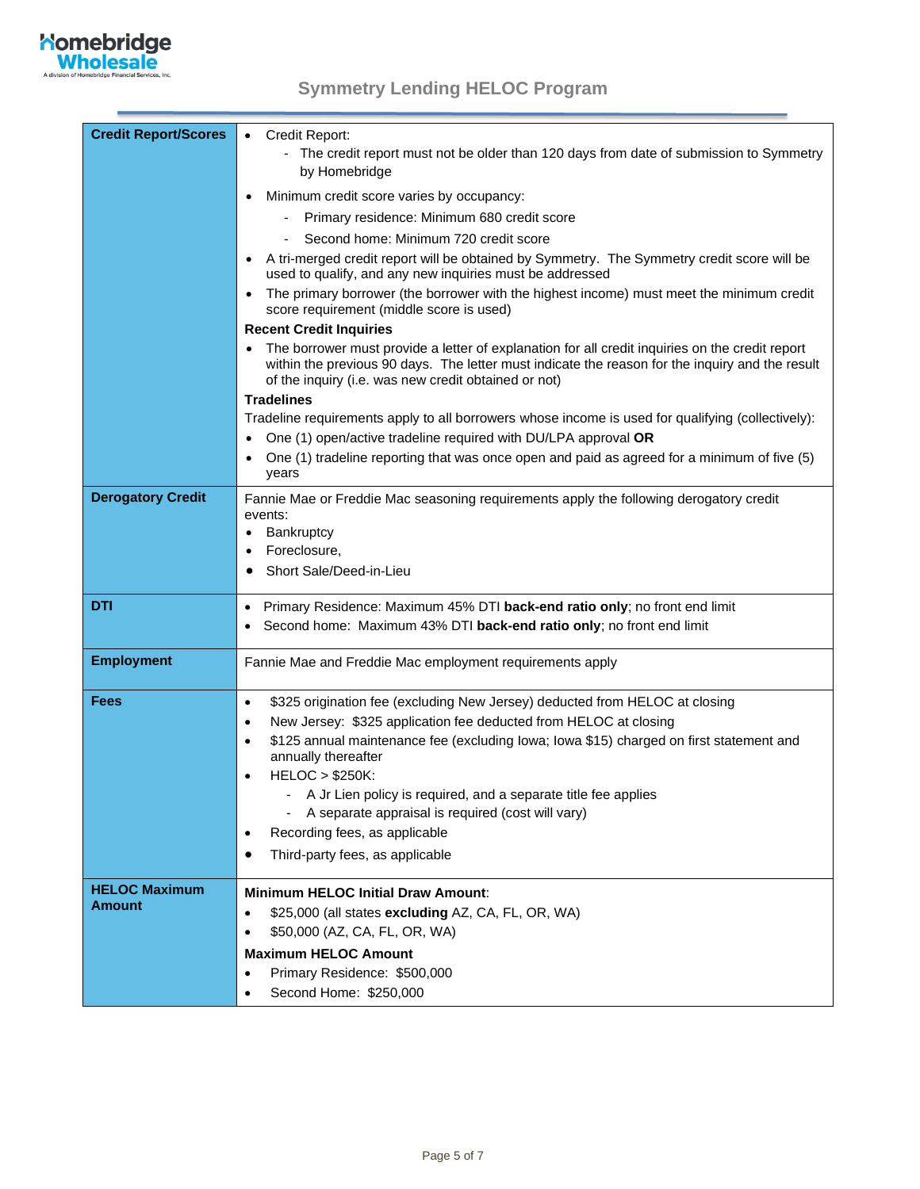## Symmetry Lending HELOC Program

| | |
|---|---|
| **Credit Report/Scores** | • Credit Report:<br>  - The credit report must not be older than 120 days from date of submission to Symmetry by Homebridge<br>• Minimum credit score varies by occupancy:<br>  - Primary residence: Minimum 680 credit score<br>  - Second home: Minimum 720 credit score<br>• A tri-merged credit report will be obtained by Symmetry. The Symmetry credit score will be used to qualify, and any new inquiries must be addressed<br>• The primary borrower (the borrower with the highest income) must meet the minimum credit score requirement (middle score is used)<br>**Recent Credit Inquiries**<br>• The borrower must provide a letter of explanation for all credit inquiries on the credit report within the previous 90 days. The letter must indicate the reason for the inquiry and the result of the inquiry (i.e. was new credit obtained or not)<br>**Tradelines**<br>Tradeline requirements apply to all borrowers whose income is used for qualifying (collectively):<br>• One (1) open/active tradeline required with DU/LPA approval **OR**<br>• One (1) tradeline reporting that was once open and paid as agreed for a minimum of five (5) years |
| **Derogatory Credit** | Fannie Mae or Freddie Mac seasoning requirements apply the following derogatory credit events:<br>• Bankruptcy<br>• Foreclosure,<br>• Short Sale/Deed-in-Lieu |
| **DTI** | • Primary Residence: Maximum 45% DTI **back-end ratio only**; no front end limit<br>• Second home: Maximum 43% DTI **back-end ratio only**; no front end limit |
| **Employment** | Fannie Mae and Freddie Mac employment requirements apply |
| **Fees** | • $325 origination fee (excluding New Jersey) deducted from HELOC at closing<br>• New Jersey: $325 application fee deducted from HELOC at closing<br>• $125 annual maintenance fee (excluding Iowa; Iowa $15) charged on first statement and annually thereafter<br>• HELOC > $250K:<br>  - A Jr Lien policy is required, and a separate title fee applies<br>  - A separate appraisal is required (cost will vary)<br>• Recording fees, as applicable<br>• Third-party fees, as applicable |
| **HELOC Maximum Amount** | **Minimum HELOC Initial Draw Amount**:<br>• $25,000 (all states **excluding** AZ, CA, FL, OR, WA)<br>• $50,000 (AZ, CA, FL, OR, WA)<br>**Maximum HELOC Amount**<br>• Primary Residence: $500,000<br>• Second Home: $250,000 |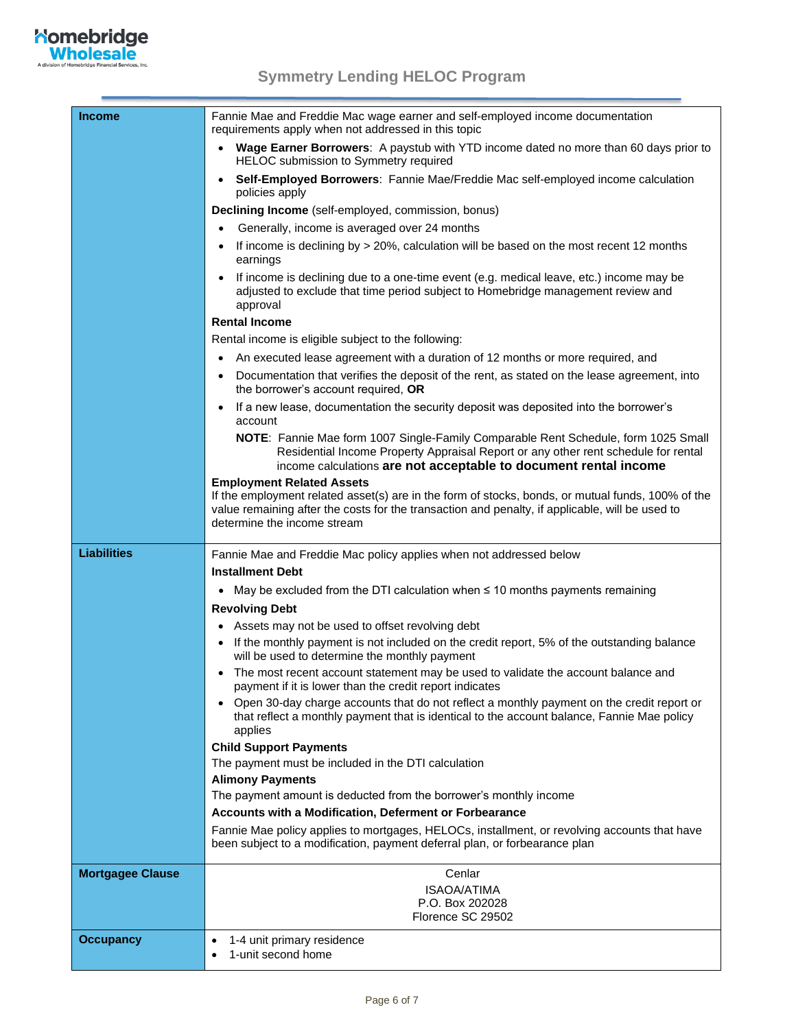# Symmetry Lending HELOC Program

| | |
|---|---|
| **Income** | Fannie Mae and Freddie Mac wage earner and self-employed income documentation requirements apply when not addressed in this topic<br>• **Wage Earner Borrowers**: A paystub with YTD income dated no more than 60 days prior to HELOC submission to Symmetry required<br>• **Self-Employed Borrowers**: Fannie Mae/Freddie Mac self-employed income calculation policies apply<br>**Declining Income** (self-employed, commission, bonus)<br>• Generally, income is averaged over 24 months<br>• If income is declining by > 20%, calculation will be based on the most recent 12 months earnings<br>• If income is declining due to a one-time event (e.g. medical leave, etc.) income may be adjusted to exclude that time period subject to Homebridge management review and approval<br>**Rental Income**<br>Rental income is eligible subject to the following:<br>• An executed lease agreement with a duration of 12 months or more required, and<br>• Documentation that verifies the deposit of the rent, as stated on the lease agreement, into the borrower's account required, **OR**<br>• If a new lease, documentation the security deposit was deposited into the borrower's account<br>**NOTE**: Fannie Mae form 1007 Single-Family Comparable Rent Schedule, form 1025 Small Residential Income Property Appraisal Report or any other rent schedule for rental income calculations **are not acceptable to document rental income**<br>**Employment Related Assets**<br>If the employment related asset(s) are in the form of stocks, bonds, or mutual funds, 100% of the value remaining after the costs for the transaction and penalty, if applicable, will be used to determine the income stream |
| **Liabilities** | Fannie Mae and Freddie Mac policy applies when not addressed below<br>**Installment Debt**<br>• May be excluded from the DTI calculation when ≤ 10 months payments remaining<br>**Revolving Debt**<br>• Assets may not be used to offset revolving debt<br>• If the monthly payment is not included on the credit report, 5% of the outstanding balance will be used to determine the monthly payment<br>• The most recent account statement may be used to validate the account balance and payment if it is lower than the credit report indicates<br>• Open 30-day charge accounts that do not reflect a monthly payment on the credit report or that reflect a monthly payment that is identical to the account balance, Fannie Mae policy applies<br>**Child Support Payments**<br>The payment must be included in the DTI calculation<br>**Alimony Payments**<br>The payment amount is deducted from the borrower's monthly income<br>**Accounts with a Modification, Deferment or Forbearance**<br>Fannie Mae policy applies to mortgages, HELOCs, installment, or revolving accounts that have been subject to a modification, payment deferral plan, or forbearance plan |
| **Mortgagee Clause** | Cenlar<br>ISAOA/ATIMA<br>P.O. Box 202028<br>Florence SC 29502 |
| **Occupancy** | • 1-4 unit primary residence<br>• 1-unit second home |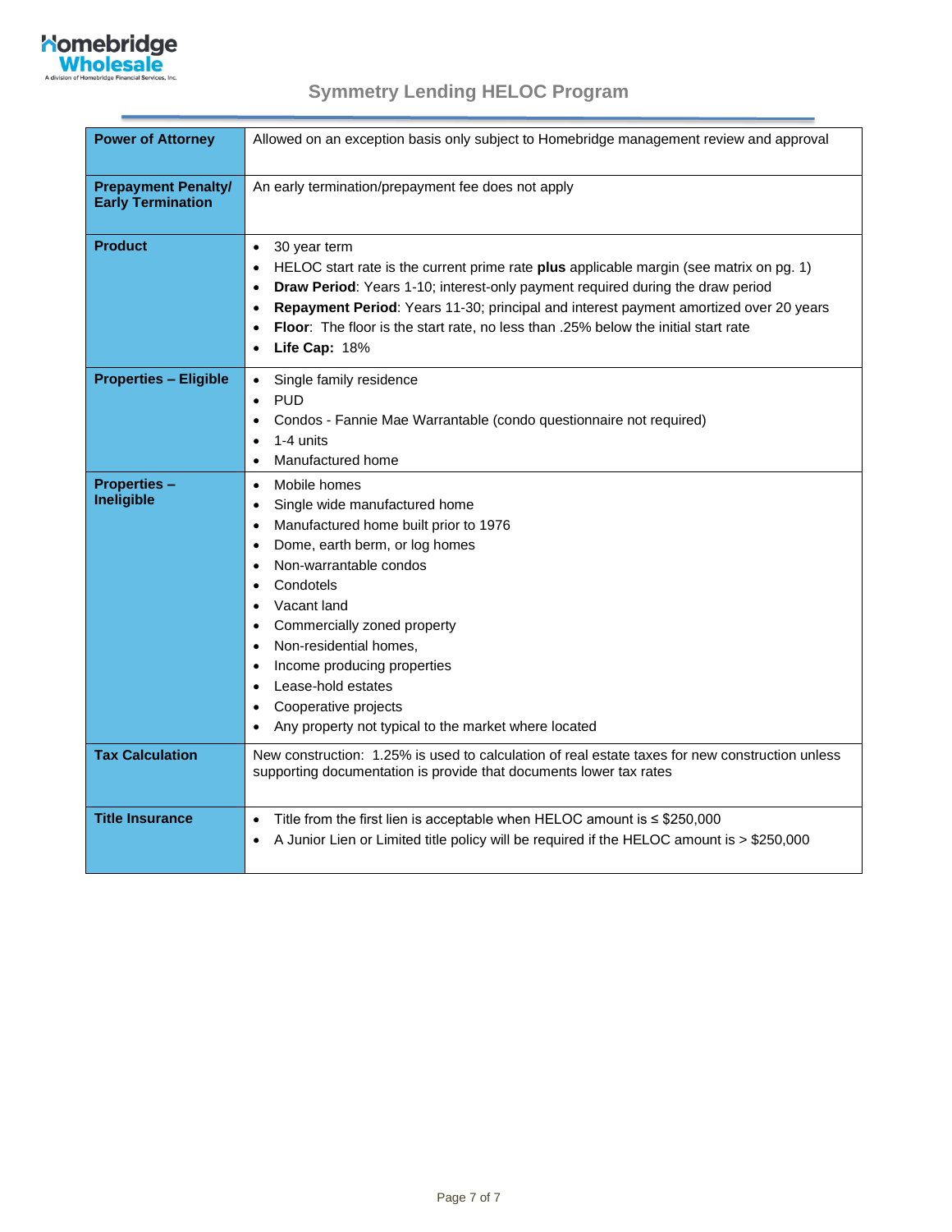# Symmetry Lending HELOC Program

| | |
|---|---|
| **Power of Attorney** | Allowed on an exception basis only subject to Homebridge management review and approval |
| **Prepayment Penalty/ Early Termination** | An early termination/prepayment fee does not apply |
| **Product** | • 30 year term<br>• HELOC start rate is the current prime rate **plus** applicable margin (see matrix on pg. 1)<br>• **Draw Period**: Years 1-10; interest-only payment required during the draw period<br>• **Repayment Period**: Years 11-30; principal and interest payment amortized over 20 years<br>• **Floor**: The floor is the start rate, no less than .25% below the initial start rate<br>• **Life Cap:** 18% |
| **Properties – Eligible** | • Single family residence<br>• PUD<br>• Condos - Fannie Mae Warrantable (condo questionnaire not required)<br>• 1-4 units<br>• Manufactured home |
| **Properties – Ineligible** | • Mobile homes<br>• Single wide manufactured home<br>• Manufactured home built prior to 1976<br>• Dome, earth berm, or log homes<br>• Non-warrantable condos<br>• Condotels<br>• Vacant land<br>• Commercially zoned property<br>• Non-residential homes,<br>• Income producing properties<br>• Lease-hold estates<br>• Cooperative projects<br>• Any property not typical to the market where located |
| **Tax Calculation** | New construction: 1.25% is used to calculation of real estate taxes for new construction unless supporting documentation is provide that documents lower tax rates |
| **Title Insurance** | • Title from the first lien is acceptable when HELOC amount is ≤ $250,000<br>• A Junior Lien or Limited title policy will be required if the HELOC amount is > $250,000 |